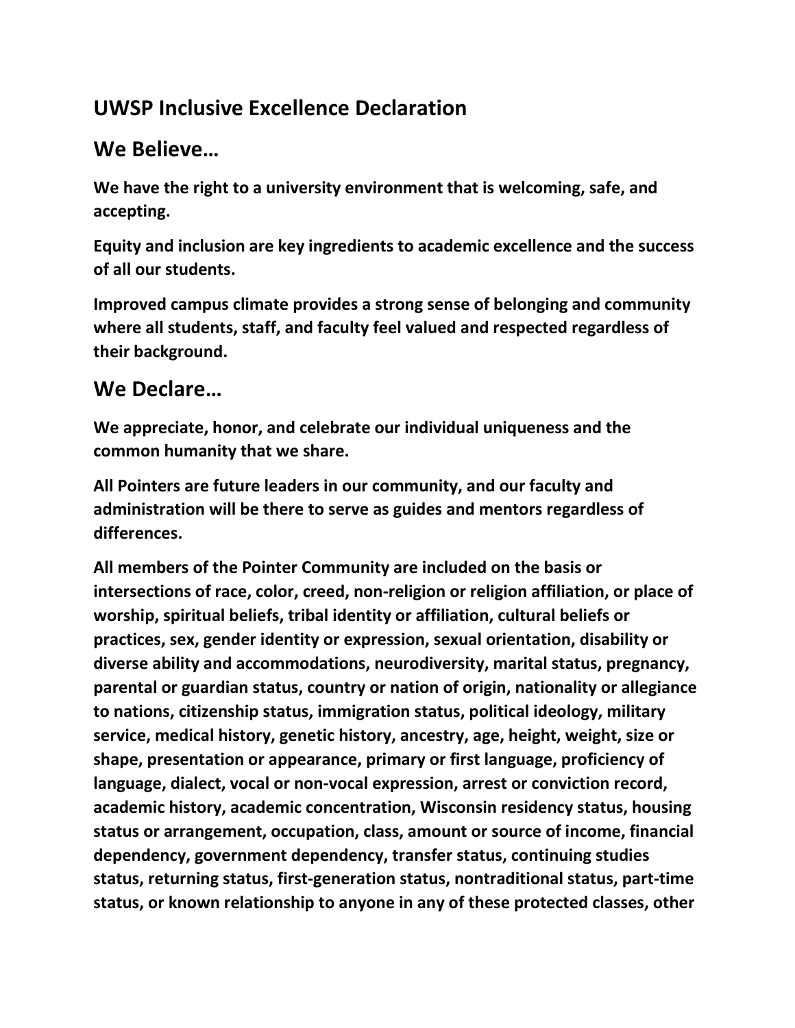## UWSP Inclusive Excellence Declaration

## We Believe…

**We have the right to a university environment that is welcoming, safe, and accepting.**

**Equity and inclusion are key ingredients to academic excellence and the success of all our students.**

**Improved campus climate provides a strong sense of belonging and community where all students, staff, and faculty feel valued and respected regardless of their background.**

## We Declare…

**We appreciate, honor, and celebrate our individual uniqueness and the common humanity that we share.**

**All Pointers are future leaders in our community, and our faculty and administration will be there to serve as guides and mentors regardless of differences.**

**All members of the Pointer Community are included on the basis or intersections of race, color, creed, non-religion or religion affiliation, or place of worship, spiritual beliefs, tribal identity or affiliation, cultural beliefs or practices, sex, gender identity or expression, sexual orientation, disability or diverse ability and accommodations, neurodiversity, marital status, pregnancy, parental or guardian status, country or nation of origin, nationality or allegiance to nations, citizenship status, immigration status, political ideology, military service, medical history, genetic history, ancestry, age, height, weight, size or shape, presentation or appearance, primary or first language, proficiency of language, dialect, vocal or non-vocal expression, arrest or conviction record, academic history, academic concentration, Wisconsin residency status, housing status or arrangement, occupation, class, amount or source of income, financial dependency, government dependency, transfer status, continuing studies status, returning status, first-generation status, nontraditional status, part-time status, or known relationship to anyone in any of these protected classes, other**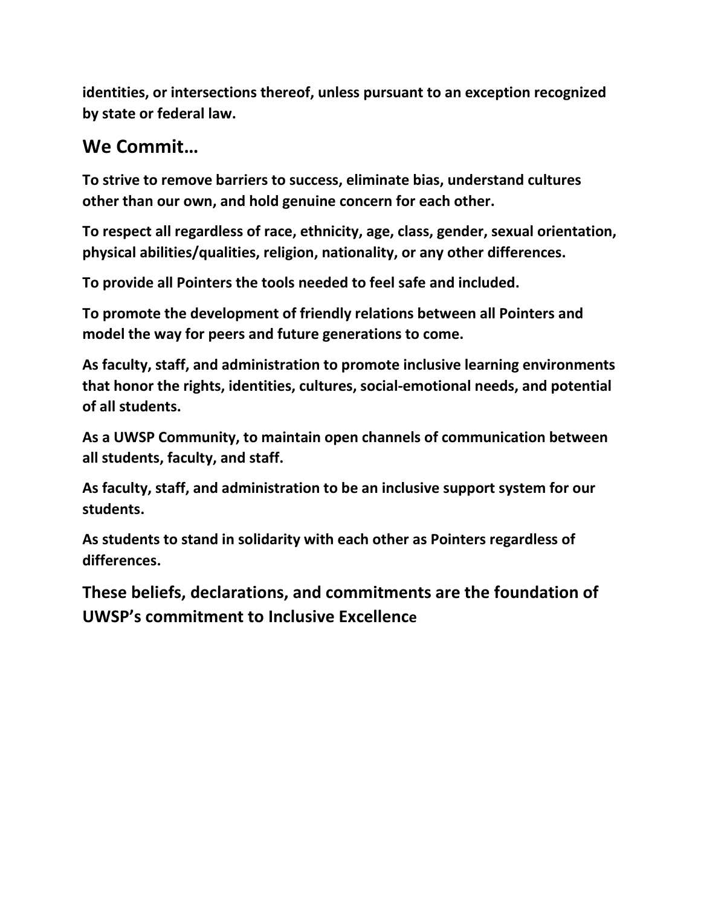**identities, or intersections thereof, unless pursuant to an exception recognized by state or federal law.**

## We Commit…

**To strive to remove barriers to success, eliminate bias, understand cultures other than our own, and hold genuine concern for each other.**

**To respect all regardless of race, ethnicity, age, class, gender, sexual orientation, physical abilities/qualities, religion, nationality, or any other differences.**

**To provide all Pointers the tools needed to feel safe and included.**

**To promote the development of friendly relations between all Pointers and model the way for peers and future generations to come.**

**As faculty, staff, and administration to promote inclusive learning environments that honor the rights, identities, cultures, social-emotional needs, and potential of all students.**

**As a UWSP Community, to maintain open channels of communication between all students, faculty, and staff.**

**As faculty, staff, and administration to be an inclusive support system for our students.**

**As students to stand in solidarity with each other as Pointers regardless of differences.**

### These beliefs, declarations, and commitments are the foundation of UWSP's commitment to Inclusive Excellence